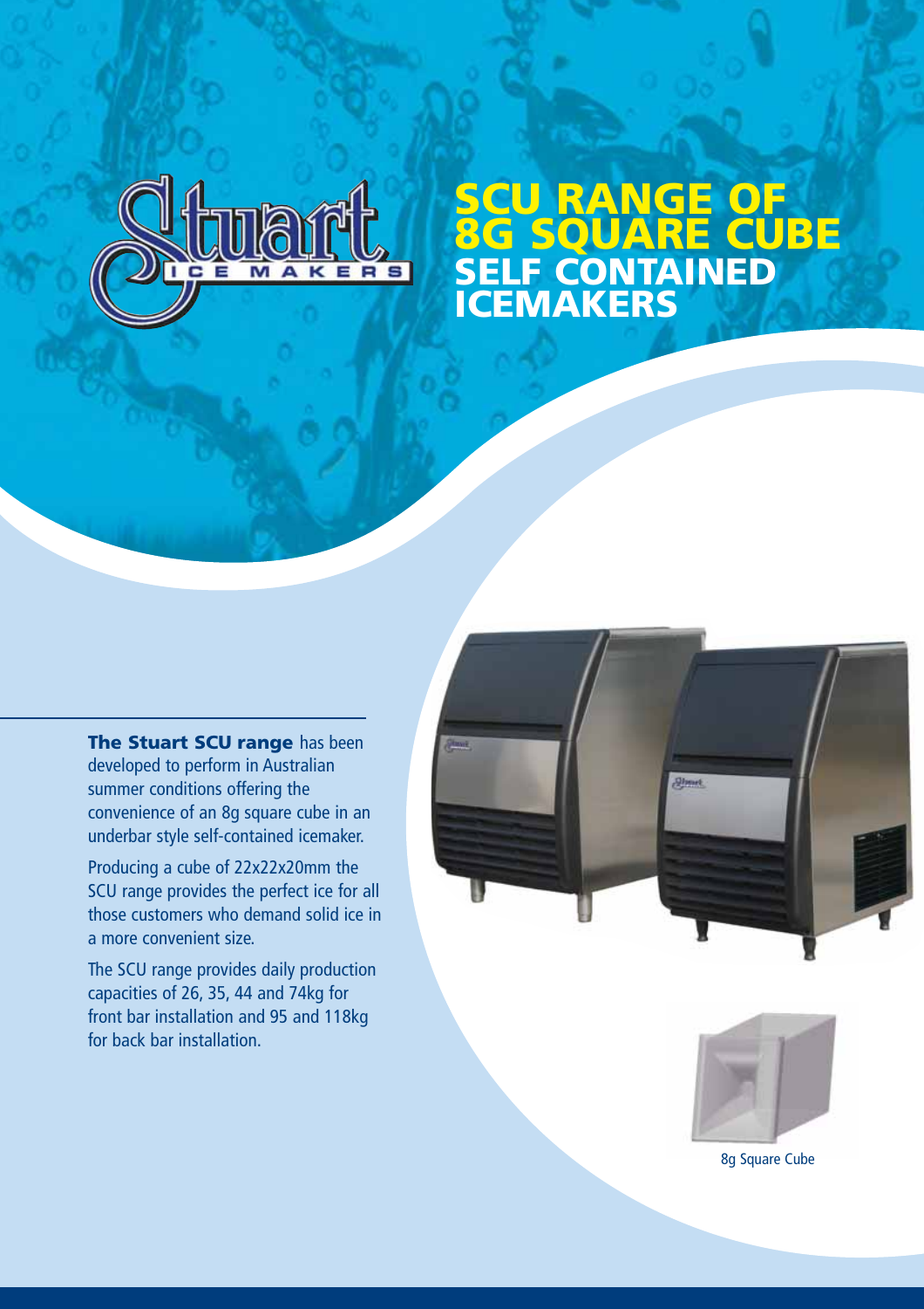# SCU RANGE OF 8G SQUARE CUBE SELF CONTAINED ICEMAKERS

**The Stuart SCU range** has been developed to perform in Australian summer conditions offering the convenience of an 8g square cube in an underbar style self-contained icemaker.

Producing a cube of 22x22x20mm the SCU range provides the perfect ice for all those customers who demand solid ice in a more convenient size.

The SCU range provides daily production capacities of 26, 35, 44 and 74kg for front bar installation and 95 and 118kg for back bar installation.

8g Square Cube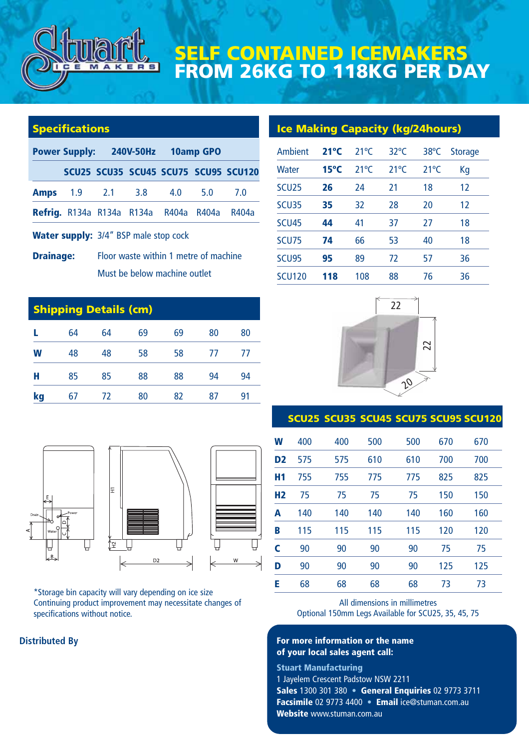# SELF CONTAINED ICEMAKERS FROM 26KG TO 118KG PER DAY

## Specifications

**Power Supply:** 240V-50Hz 10amp GPO

| | SCU25 | SCU35 | SCU45 | SCU75 | SCU95 | SCU120 |
|---|---|---|---|---|---|---|
| **Amps** | 1.9 | 2.1 | 3.8 | 4.0 | 5.0 | 7.0 |
| **Refrig.** | R134a | R134a | R134a | R404a | R404a | R404a |

**Water supply:** 3/4" BSP male stop cock

**Drainage:** Floor waste within 1 metre of machine
Must be below machine outlet

## Shipping Details (cm)

| | | | | | | |
|---|---|---|---|---|---|---|
| **L** | 64 | 64 | 69 | 69 | 80 | 80 |
| **W** | 48 | 48 | 58 | 58 | 77 | 77 |
| **H** | 85 | 85 | 88 | 88 | 94 | 94 |
| **kg** | 67 | 72 | 80 | 82 | 87 | 91 |

## Ice Making Capacity (kg/24hours)

| Ambient | **21°C** | 21°C | 32°C | 38°C | Storage |
|---|---|---|---|---|---|
| Water | **15°C** | 21°C | 21°C | 21°C | Kg |
| SCU25 | **26** | 24 | 21 | 18 | 12 |
| SCU35 | **35** | 32 | 28 | 20 | 12 |
| SCU45 | **44** | 41 | 37 | 27 | 18 |
| SCU75 | **74** | 66 | 53 | 40 | 18 |
| SCU95 | **95** | 89 | 72 | 57 | 36 |
| SCU120 | **118** | 108 | 88 | 76 | 36 |

22
22
20

| | SCU25 | SCU35 | SCU45 | SCU75 | SCU95 | SCU120 |
|---|---|---|---|---|---|---|
| **W** | 400 | 400 | 500 | 500 | 670 | 670 |
| **D2** | 575 | 575 | 610 | 610 | 700 | 700 |
| **H1** | 755 | 755 | 775 | 775 | 825 | 825 |
| **H2** | 75 | 75 | 75 | 75 | 150 | 150 |
| **A** | 140 | 140 | 140 | 140 | 160 | 160 |
| **B** | 115 | 115 | 115 | 115 | 120 | 120 |
| **C** | 90 | 90 | 90 | 90 | 75 | 75 |
| **D** | 90 | 90 | 90 | 90 | 125 | 125 |
| **E** | 68 | 68 | 68 | 68 | 73 | 73 |

All dimensions in millimetres
Optional 150mm Legs Available for SCU25, 35, 45, 75

Drain
Power
Water
E
A
B
C
D
H1
H2
D2
W

*Storage bin capacity will vary depending on ice size
Continuing product improvement may necessitate changes of specifications without notice.

**Distributed By**

**For more information or the name of your local sales agent call:**

**Stuart Manufacturing**
1 Jayelem Crescent Padstow NSW 2211
**Sales** 1300 301 380 • **General Enquiries** 02 9773 3711
**Facsimile** 02 9773 4400 • **Email** ice@stuman.com.au
**Website** www.stuman.com.au